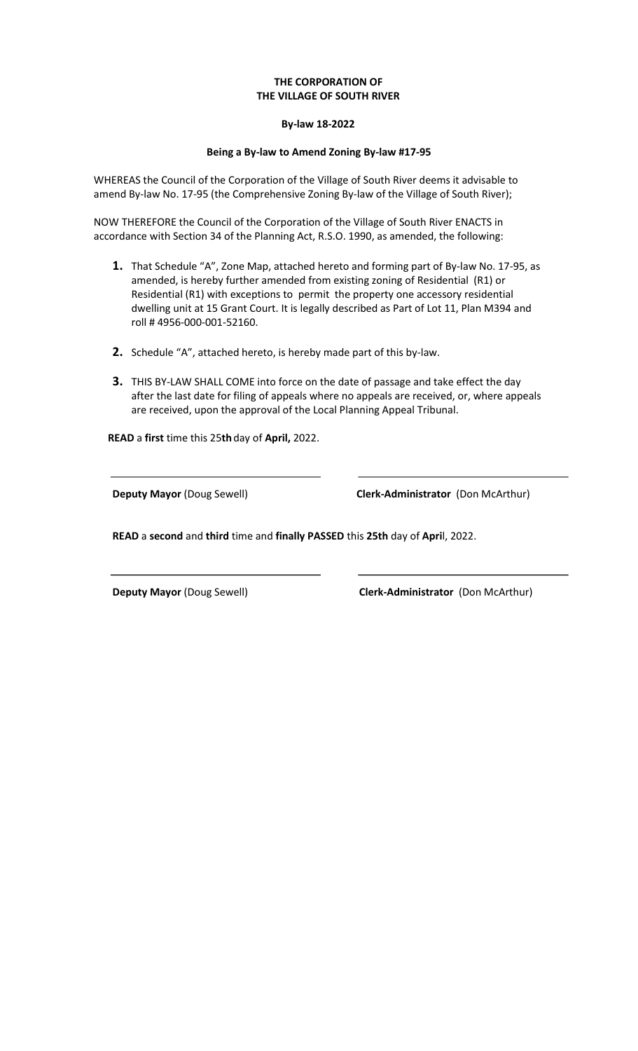**THE CORPORATION OF**
**THE VILLAGE OF SOUTH RIVER**

**By-law 18-2022**

**Being a By-law to Amend Zoning By-law #17-95**

WHEREAS the Council of the Corporation of the Village of South River deems it advisable to amend By-law No. 17-95 (the Comprehensive Zoning By-law of the Village of South River);

NOW THEREFORE the Council of the Corporation of the Village of South River ENACTS in accordance with Section 34 of the Planning Act, R.S.O. 1990, as amended, the following:

1. That Schedule "A", Zone Map, attached hereto and forming part of By-law No. 17-95, as amended, is hereby further amended from existing zoning of Residential (R1) or Residential (R1) with exceptions to permit the property one accessory residential dwelling unit at 15 Grant Court. It is legally described as Part of Lot 11, Plan M394 and roll # 4956-000-001-52160.

2. Schedule "A", attached hereto, is hereby made part of this by-law.

3. THIS BY-LAW SHALL COME into force on the date of passage and take effect the day after the last date for filing of appeals where no appeals are received, or, where appeals are received, upon the approval of the Local Planning Appeal Tribunal.

**READ** a **first** time this 25**th** day of **April,** 2022.

| **Deputy Mayor** (Doug Sewell) | **Clerk-Administrator** (Don McArthur) |
|---|---|

**READ** a **second** and **third** time and **finally PASSED** this **25th** day of **Apri**l, 2022.

| **Deputy Mayor** (Doug Sewell) | **Clerk-Administrator** (Don McArthur) |
|---|---|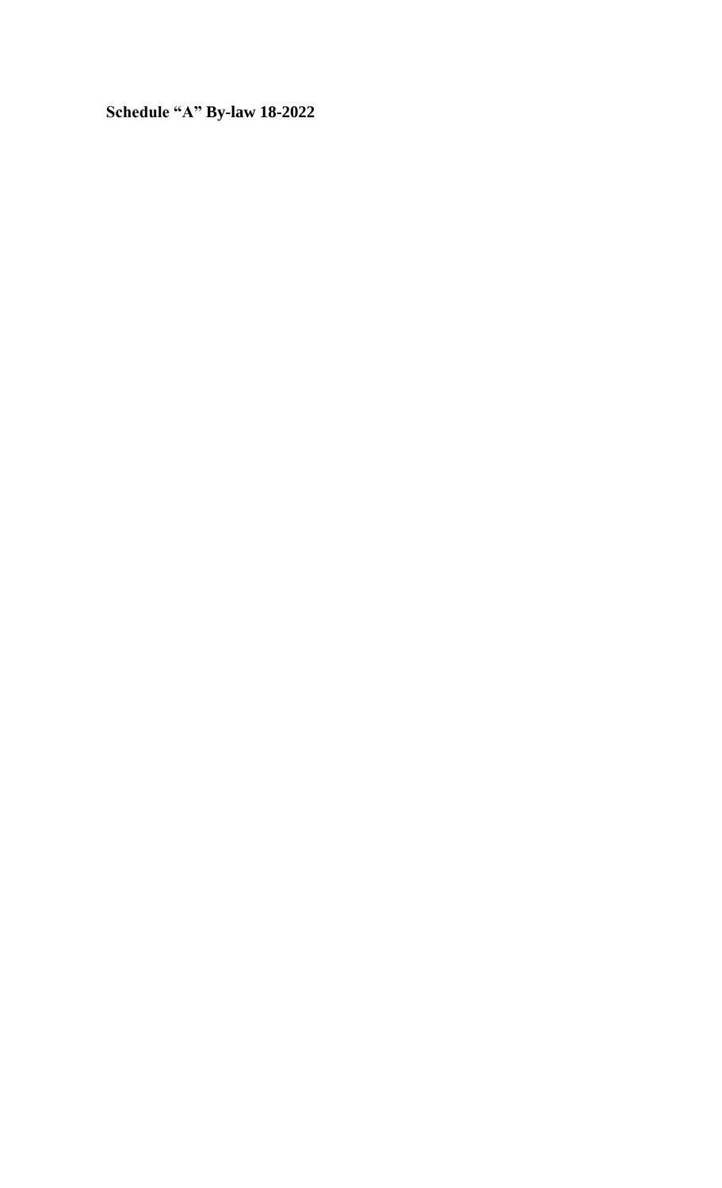**Schedule "A" By-law 18-2022**